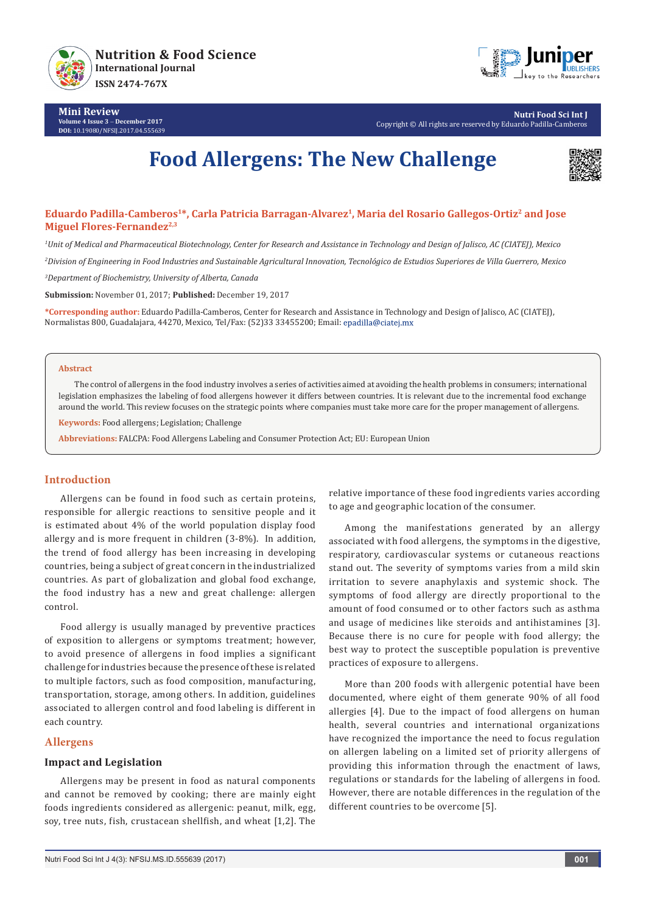# Food Allergens: The New Challenge

**Eduardo Padilla-Camberos[1*], Carla Patricia Barragan-Alvarez[1], Maria del Rosario Gallegos-Ortiz[2] and Jose Miguel Flores-Fernandez[2,3]**

*[1]Unit of Medical and Pharmaceutical Biotechnology, Center for Research and Assistance in Technology and Design of Jalisco, AC (CIATEJ), Mexico*

*[2]Division of Engineering in Food Industries and Sustainable Agricultural Innovation, Tecnológico de Estudios Superiores de Villa Guerrero, Mexico*

*[3]Department of Biochemistry, University of Alberta, Canada*

**Submission:** November 01, 2017; **Published:** December 19, 2017

**\*Corresponding author:** Eduardo Padilla-Camberos, Center for Research and Assistance in Technology and Design of Jalisco, AC (CIATEJ), Normalistas 800, Guadalajara, 44270, Mexico, Tel/Fax: (52)33 33455200; Email: epadilla@ciatej.mx

**Abstract**

The control of allergens in the food industry involves a series of activities aimed at avoiding the health problems in consumers; international legislation emphasizes the labeling of food allergens however it differs between countries. It is relevant due to the incremental food exchange around the world. This review focuses on the strategic points where companies must take more care for the proper management of allergens.

**Keywords:** Food allergens; Legislation; Challenge

**Abbreviations:** FALCPA: Food Allergens Labeling and Consumer Protection Act; EU: European Union

## Introduction

Allergens can be found in food such as certain proteins, responsible for allergic reactions to sensitive people and it is estimated about 4% of the world population display food allergy and is more frequent in children (3-8%). In addition, the trend of food allergy has been increasing in developing countries, being a subject of great concern in the industrialized countries. As part of globalization and global food exchange, the food industry has a new and great challenge: allergen control.

Food allergy is usually managed by preventive practices of exposition to allergens or symptoms treatment; however, to avoid presence of allergens in food implies a significant challenge for industries because the presence of these is related to multiple factors, such as food composition, manufacturing, transportation, storage, among others. In addition, guidelines associated to allergen control and food labeling is different in each country.

## Allergens

### Impact and Legislation

Allergens may be present in food as natural components and cannot be removed by cooking; there are mainly eight foods ingredients considered as allergenic: peanut, milk, egg, soy, tree nuts, fish, crustacean shellfish, and wheat [1,2]. The relative importance of these food ingredients varies according to age and geographic location of the consumer.

Among the manifestations generated by an allergy associated with food allergens, the symptoms in the digestive, respiratory, cardiovascular systems or cutaneous reactions stand out. The severity of symptoms varies from a mild skin irritation to severe anaphylaxis and systemic shock. The symptoms of food allergy are directly proportional to the amount of food consumed or to other factors such as asthma and usage of medicines like steroids and antihistamines [3]. Because there is no cure for people with food allergy; the best way to protect the susceptible population is preventive practices of exposure to allergens.

More than 200 foods with allergenic potential have been documented, where eight of them generate 90% of all food allergies [4]. Due to the impact of food allergens on human health, several countries and international organizations have recognized the importance the need to focus regulation on allergen labeling on a limited set of priority allergens of providing this information through the enactment of laws, regulations or standards for the labeling of allergens in food. However, there are notable differences in the regulation of the different countries to be overcome [5].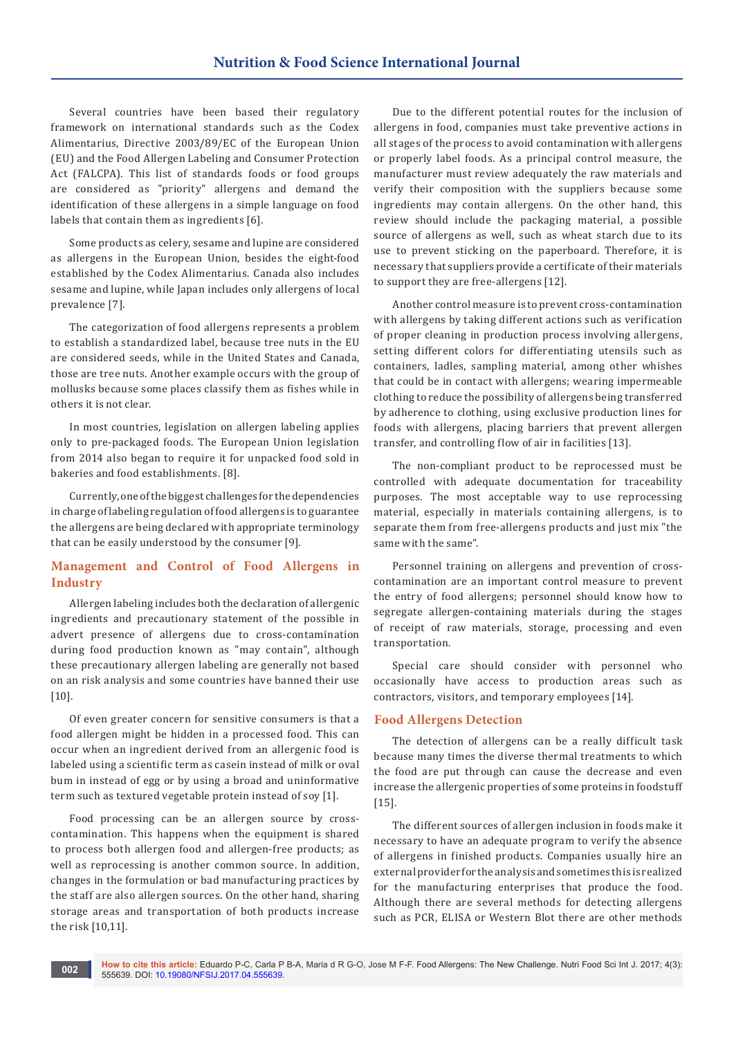Several countries have been based their regulatory framework on international standards such as the Codex Alimentarius, Directive 2003/89/EC of the European Union (EU) and the Food Allergen Labeling and Consumer Protection Act (FALCPA). This list of standards foods or food groups are considered as "priority" allergens and demand the identification of these allergens in a simple language on food labels that contain them as ingredients [6].

Some products as celery, sesame and lupine are considered as allergens in the European Union, besides the eight-food established by the Codex Alimentarius. Canada also includes sesame and lupine, while Japan includes only allergens of local prevalence [7].

The categorization of food allergens represents a problem to establish a standardized label, because tree nuts in the EU are considered seeds, while in the United States and Canada, those are tree nuts. Another example occurs with the group of mollusks because some places classify them as fishes while in others it is not clear.

In most countries, legislation on allergen labeling applies only to pre-packaged foods. The European Union legislation from 2014 also began to require it for unpacked food sold in bakeries and food establishments. [8].

Currently, one of the biggest challenges for the dependencies in charge of labeling regulation of food allergens is to guarantee the allergens are being declared with appropriate terminology that can be easily understood by the consumer [9].

## Management and Control of Food Allergens in Industry

Allergen labeling includes both the declaration of allergenic ingredients and precautionary statement of the possible in advert presence of allergens due to cross-contamination during food production known as "may contain", although these precautionary allergen labeling are generally not based on an risk analysis and some countries have banned their use [10].

Of even greater concern for sensitive consumers is that a food allergen might be hidden in a processed food. This can occur when an ingredient derived from an allergenic food is labeled using a scientific term as casein instead of milk or oval bum in instead of egg or by using a broad and uninformative term such as textured vegetable protein instead of soy [1].

Food processing can be an allergen source by cross-contamination. This happens when the equipment is shared to process both allergen food and allergen-free products; as well as reprocessing is another common source. In addition, changes in the formulation or bad manufacturing practices by the staff are also allergen sources. On the other hand, sharing storage areas and transportation of both products increase the risk [10,11].

Due to the different potential routes for the inclusion of allergens in food, companies must take preventive actions in all stages of the process to avoid contamination with allergens or properly label foods. As a principal control measure, the manufacturer must review adequately the raw materials and verify their composition with the suppliers because some ingredients may contain allergens. On the other hand, this review should include the packaging material, a possible source of allergens as well, such as wheat starch due to its use to prevent sticking on the paperboard. Therefore, it is necessary that suppliers provide a certificate of their materials to support they are free-allergens [12].

Another control measure is to prevent cross-contamination with allergens by taking different actions such as verification of proper cleaning in production process involving allergens, setting different colors for differentiating utensils such as containers, ladles, sampling material, among other whishes that could be in contact with allergens; wearing impermeable clothing to reduce the possibility of allergens being transferred by adherence to clothing, using exclusive production lines for foods with allergens, placing barriers that prevent allergen transfer, and controlling flow of air in facilities [13].

The non-compliant product to be reprocessed must be controlled with adequate documentation for traceability purposes. The most acceptable way to use reprocessing material, especially in materials containing allergens, is to separate them from free-allergens products and just mix "the same with the same".

Personnel training on allergens and prevention of cross-contamination are an important control measure to prevent the entry of food allergens; personnel should know how to segregate allergen-containing materials during the stages of receipt of raw materials, storage, processing and even transportation.

Special care should consider with personnel who occasionally have access to production areas such as contractors, visitors, and temporary employees [14].

## Food Allergens Detection

The detection of allergens can be a really difficult task because many times the diverse thermal treatments to which the food are put through can cause the decrease and even increase the allergenic properties of some proteins in foodstuff [15].

The different sources of allergen inclusion in foods make it necessary to have an adequate program to verify the absence of allergens in finished products. Companies usually hire an external provider for the analysis and sometimes this is realized for the manufacturing enterprises that produce the food. Although there are several methods for detecting allergens such as PCR, ELISA or Western Blot there are other methods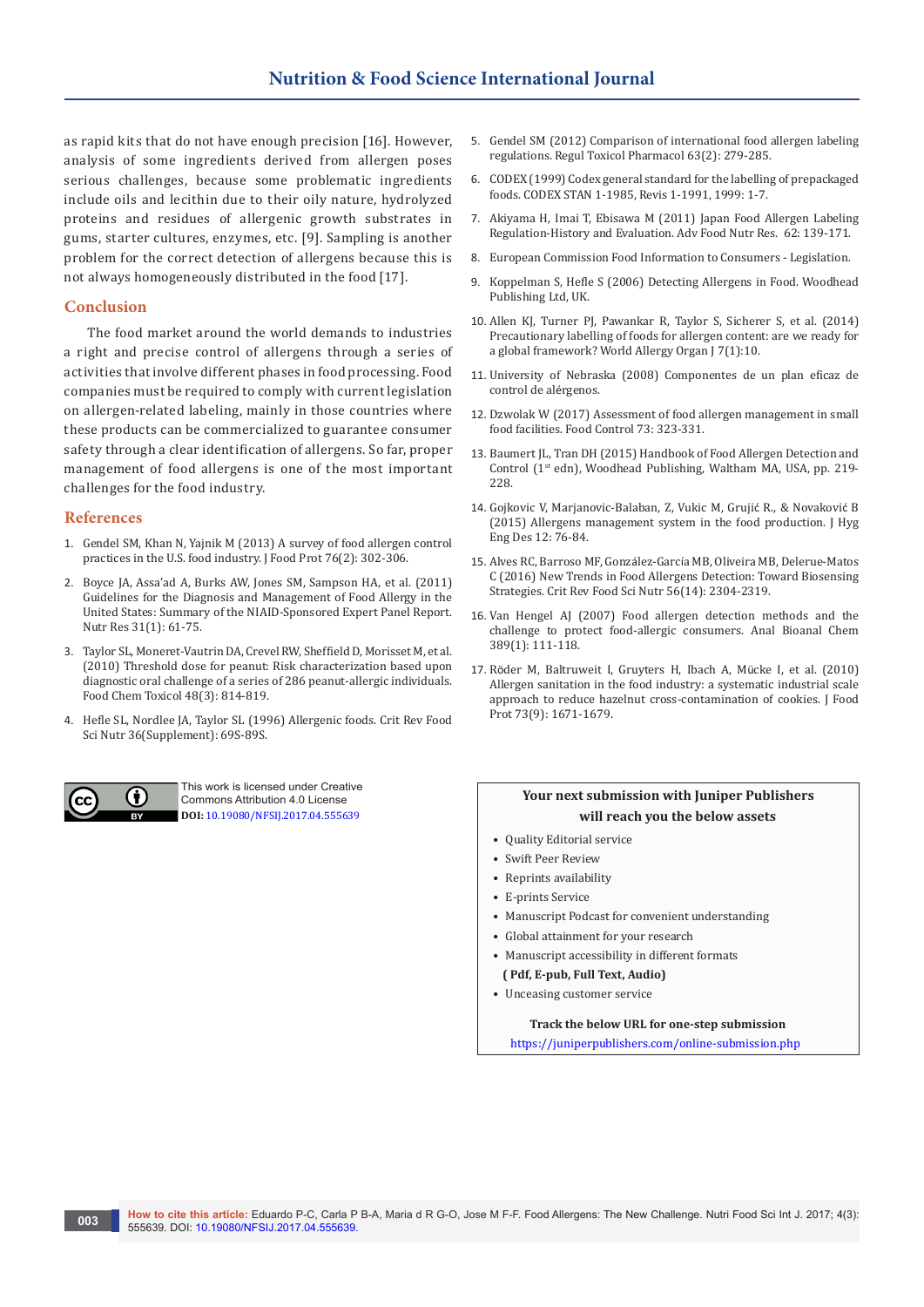as rapid kits that do not have enough precision [16]. However, analysis of some ingredients derived from allergen poses serious challenges, because some problematic ingredients include oils and lecithin due to their oily nature, hydrolyzed proteins and residues of allergenic growth substrates in gums, starter cultures, enzymes, etc. [9]. Sampling is another problem for the correct detection of allergens because this is not always homogeneously distributed in the food [17].

## Conclusion

The food market around the world demands to industries a right and precise control of allergens through a series of activities that involve different phases in food processing. Food companies must be required to comply with current legislation on allergen-related labeling, mainly in those countries where these products can be commercialized to guarantee consumer safety through a clear identification of allergens. So far, proper management of food allergens is one of the most important challenges for the food industry.

## References

1. Gendel SM, Khan N, Yajnik M (2013) A survey of food allergen control practices in the U.S. food industry. J Food Prot 76(2): 302-306.
2. Boyce JA, Assa'ad A, Burks AW, Jones SM, Sampson HA, et al. (2011) Guidelines for the Diagnosis and Management of Food Allergy in the United States: Summary of the NIAID-Sponsored Expert Panel Report. Nutr Res 31(1): 61-75.
3. Taylor SL, Moneret-Vautrin DA, Crevel RW, Sheffield D, Morisset M, et al. (2010) Threshold dose for peanut: Risk characterization based upon diagnostic oral challenge of a series of 286 peanut-allergic individuals. Food Chem Toxicol 48(3): 814-819.
4. Hefle SL, Nordlee JA, Taylor SL (1996) Allergenic foods. Crit Rev Food Sci Nutr 36(Supplement): 69S-89S.
5. Gendel SM (2012) Comparison of international food allergen labeling regulations. Regul Toxicol Pharmacol 63(2): 279-285.
6. CODEX (1999) Codex general standard for the labelling of prepackaged foods. CODEX STAN 1-1985, Revis 1-1991, 1999: 1-7.
7. Akiyama H, Imai T, Ebisawa M (2011) Japan Food Allergen Labeling Regulation-History and Evaluation. Adv Food Nutr Res. 62: 139-171.
8. European Commission Food Information to Consumers - Legislation.
9. Koppelman S, Hefle S (2006) Detecting Allergens in Food. Woodhead Publishing Ltd, UK.
10. Allen KJ, Turner PJ, Pawankar R, Taylor S, Sicherer S, et al. (2014) Precautionary labelling of foods for allergen content: are we ready for a global framework? World Allergy Organ J 7(1):10.
11. University of Nebraska (2008) Componentes de un plan eficaz de control de alérgenos.
12. Dzwolak W (2017) Assessment of food allergen management in small food facilities. Food Control 73: 323-331.
13. Baumert JL, Tran DH (2015) Handbook of Food Allergen Detection and Control (1st edn), Woodhead Publishing, Waltham MA, USA, pp. 219-228.
14. Gojkovic V, Marjanovic-Balaban, Z, Vukic M, Grujić R., & Novaković B (2015) Allergens management system in the food production. J Hyg Eng Des 12: 76-84.
15. Alves RC, Barroso MF, González-García MB, Oliveira MB, Delerue-Matos C (2016) New Trends in Food Allergens Detection: Toward Biosensing Strategies. Crit Rev Food Sci Nutr 56(14): 2304-2319.
16. Van Hengel AJ (2007) Food allergen detection methods and the challenge to protect food-allergic consumers. Anal Bioanal Chem 389(1): 111-118.
17. Röder M, Baltruweit I, Gruyters H, Ibach A, Mücke I, et al. (2010) Allergen sanitation in the food industry: a systematic industrial scale approach to reduce hazelnut cross-contamination of cookies. J Food Prot 73(9): 1671-1679.

This work is licensed under Creative Commons Attribution 4.0 License
**DOI:** 10.19080/NFSIJ.2017.04.555639

**Your next submission with Juniper Publishers will reach you the below assets**

- Quality Editorial service
- Swift Peer Review
- Reprints availability
- E-prints Service
- Manuscript Podcast for convenient understanding
- Global attainment for your research
- Manuscript accessibility in different formats
  **( Pdf, E-pub, Full Text, Audio)**
- Unceasing customer service

**Track the below URL for one-step submission**
https://juniperpublishers.com/online-submission.php

**How to cite this article:** Eduardo P-C, Carla P B-A, Maria d R G-O, Jose M F-F. Food Allergens: The New Challenge. Nutri Food Sci Int J. 2017; 4(3): 555639. DOI: 10.19080/NFSIJ.2017.04.555639.